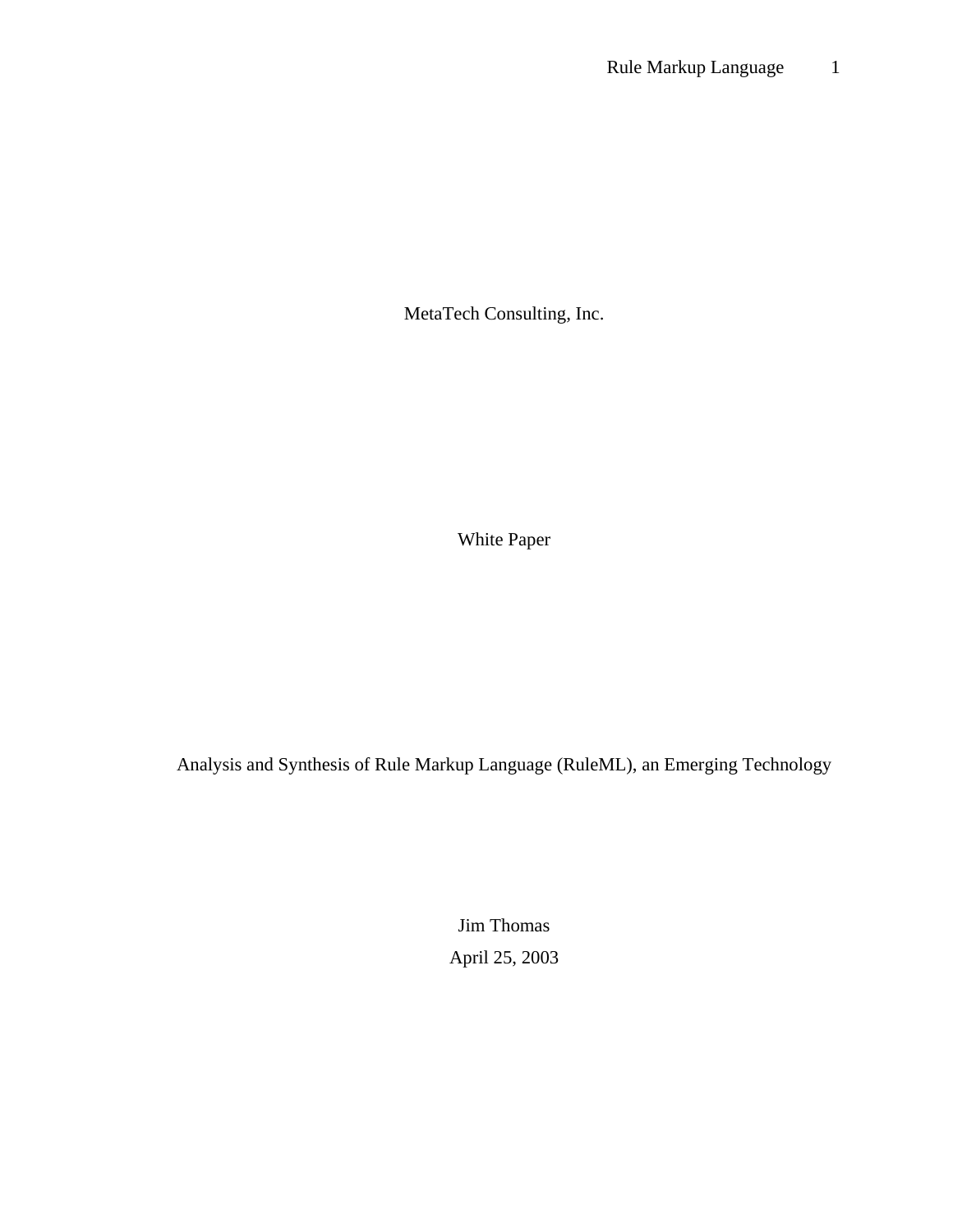MetaTech Consulting, Inc.

White Paper

# Analysis and Synthesis of Rule Markup Language (RuleML), an Emerging Technology

Jim Thomas

April 25, 2003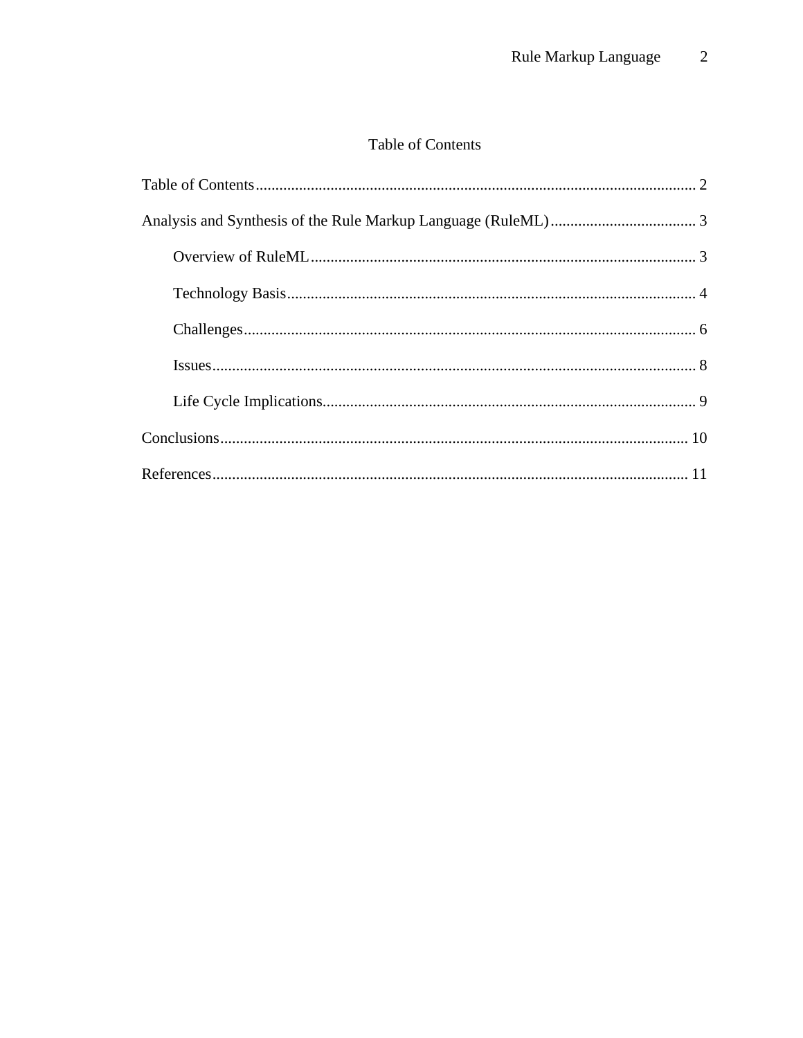# Table of Contents

Table of Contents ........................................................................................................ 2

Analysis and Synthesis of the Rule Markup Language (RuleML) ..................................... 3

- Overview of RuleML ................................................................................................. 3
- Technology Basis ....................................................................................................... 4
- Challenges .................................................................................................................. 6
- Issues .......................................................................................................................... 8
- Life Cycle Implications .............................................................................................. 9

Conclusions ....................................................................................................................... 10

References ......................................................................................................................... 11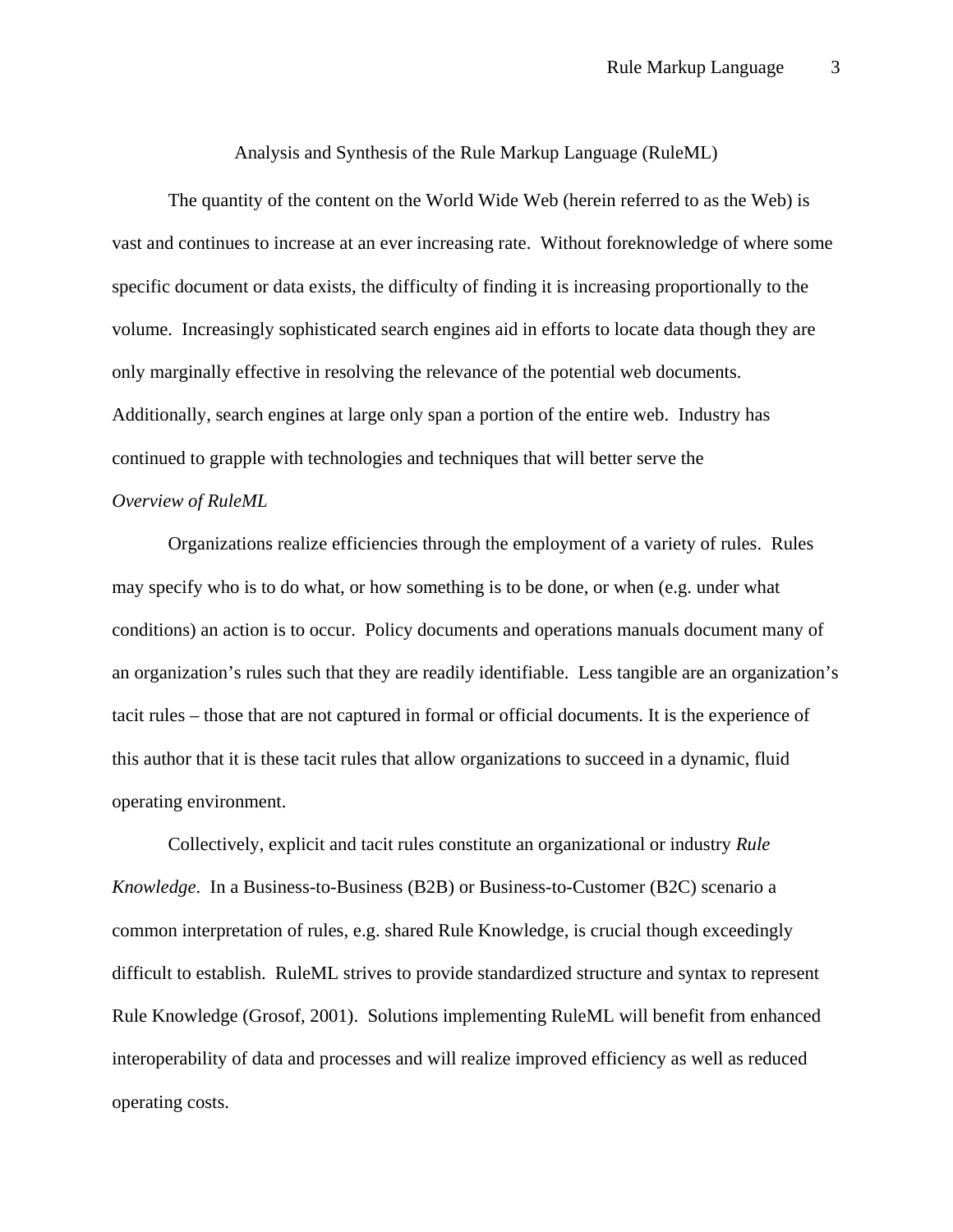# Analysis and Synthesis of the Rule Markup Language (RuleML)

The quantity of the content on the World Wide Web (herein referred to as the Web) is vast and continues to increase at an ever increasing rate. Without foreknowledge of where some specific document or data exists, the difficulty of finding it is increasing proportionally to the volume. Increasingly sophisticated search engines aid in efforts to locate data though they are only marginally effective in resolving the relevance of the potential web documents. Additionally, search engines at large only span a portion of the entire web. Industry has continued to grapple with technologies and techniques that will better serve the

## *Overview of RuleML*

Organizations realize efficiencies through the employment of a variety of rules. Rules may specify who is to do what, or how something is to be done, or when (e.g. under what conditions) an action is to occur. Policy documents and operations manuals document many of an organization's rules such that they are readily identifiable. Less tangible are an organization's tacit rules – those that are not captured in formal or official documents. It is the experience of this author that it is these tacit rules that allow organizations to succeed in a dynamic, fluid operating environment.

Collectively, explicit and tacit rules constitute an organizational or industry *Rule Knowledge*. In a Business-to-Business (B2B) or Business-to-Customer (B2C) scenario a common interpretation of rules, e.g. shared Rule Knowledge, is crucial though exceedingly difficult to establish. RuleML strives to provide standardized structure and syntax to represent Rule Knowledge (Grosof, 2001). Solutions implementing RuleML will benefit from enhanced interoperability of data and processes and will realize improved efficiency as well as reduced operating costs.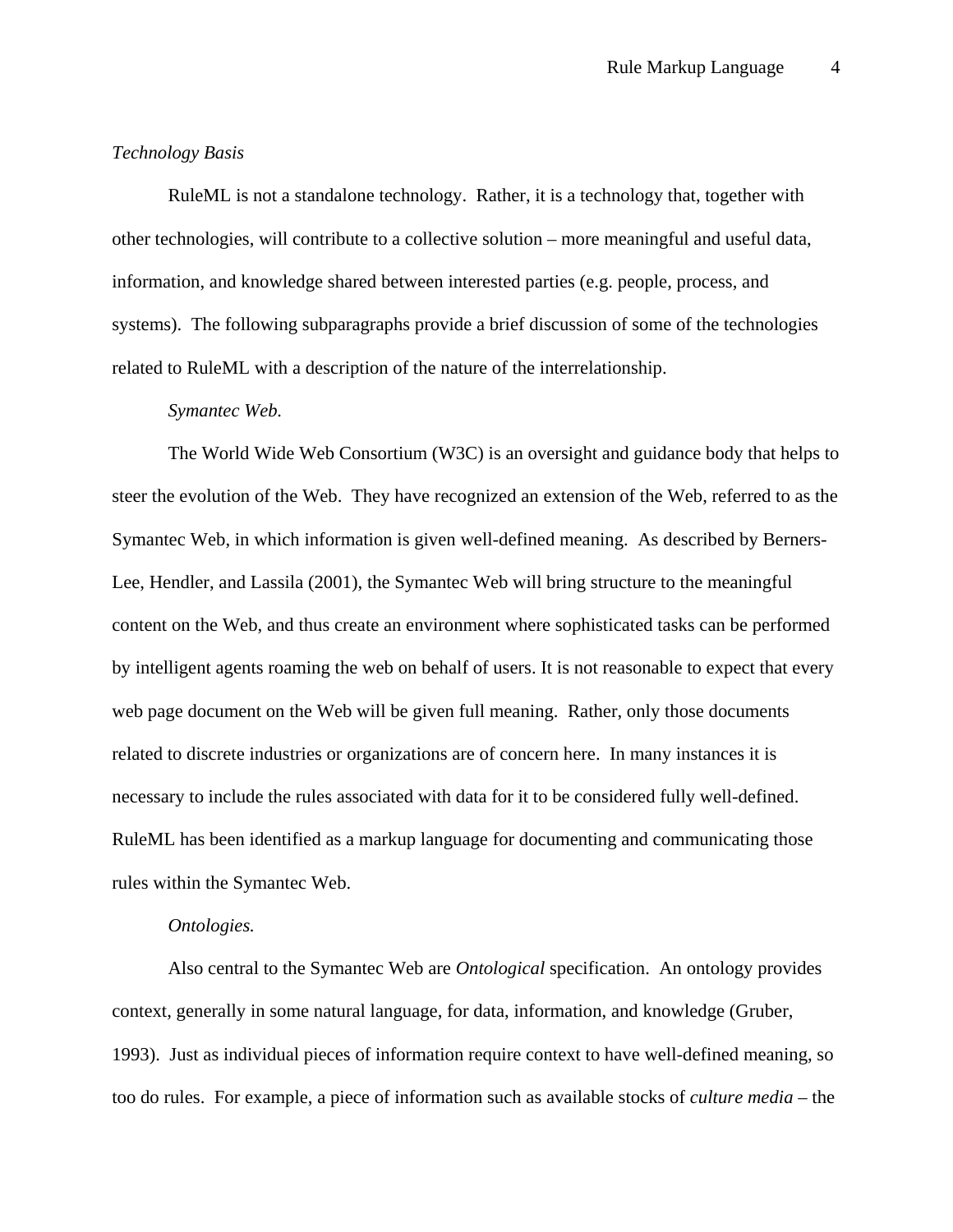*Technology Basis*

RuleML is not a standalone technology. Rather, it is a technology that, together with other technologies, will contribute to a collective solution – more meaningful and useful data, information, and knowledge shared between interested parties (e.g. people, process, and systems). The following subparagraphs provide a brief discussion of some of the technologies related to RuleML with a description of the nature of the interrelationship.

*Symantec Web.*

The World Wide Web Consortium (W3C) is an oversight and guidance body that helps to steer the evolution of the Web. They have recognized an extension of the Web, referred to as the Symantec Web, in which information is given well-defined meaning. As described by Berners-Lee, Hendler, and Lassila (2001), the Symantec Web will bring structure to the meaningful content on the Web, and thus create an environment where sophisticated tasks can be performed by intelligent agents roaming the web on behalf of users. It is not reasonable to expect that every web page document on the Web will be given full meaning. Rather, only those documents related to discrete industries or organizations are of concern here. In many instances it is necessary to include the rules associated with data for it to be considered fully well-defined. RuleML has been identified as a markup language for documenting and communicating those rules within the Symantec Web.

*Ontologies.*

Also central to the Symantec Web are *Ontological* specification. An ontology provides context, generally in some natural language, for data, information, and knowledge (Gruber, 1993). Just as individual pieces of information require context to have well-defined meaning, so too do rules. For example, a piece of information such as available stocks of *culture media* – the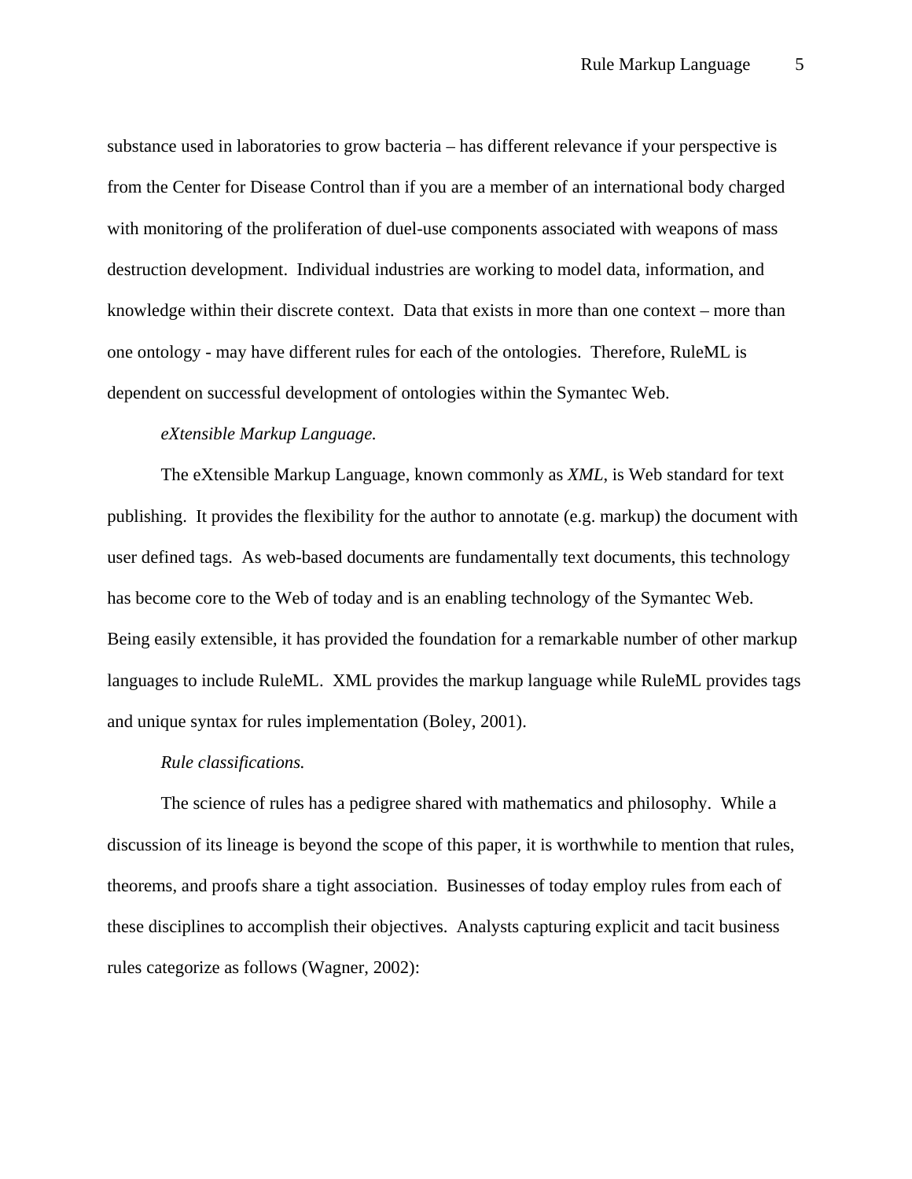substance used in laboratories to grow bacteria – has different relevance if your perspective is from the Center for Disease Control than if you are a member of an international body charged with monitoring of the proliferation of duel-use components associated with weapons of mass destruction development. Individual industries are working to model data, information, and knowledge within their discrete context. Data that exists in more than one context – more than one ontology - may have different rules for each of the ontologies. Therefore, RuleML is dependent on successful development of ontologies within the Symantec Web.

*eXtensible Markup Language.*

The eXtensible Markup Language, known commonly as *XML,* is Web standard for text publishing. It provides the flexibility for the author to annotate (e.g. markup) the document with user defined tags. As web-based documents are fundamentally text documents, this technology has become core to the Web of today and is an enabling technology of the Symantec Web. Being easily extensible, it has provided the foundation for a remarkable number of other markup languages to include RuleML. XML provides the markup language while RuleML provides tags and unique syntax for rules implementation (Boley, 2001).

*Rule classifications.*

The science of rules has a pedigree shared with mathematics and philosophy. While a discussion of its lineage is beyond the scope of this paper, it is worthwhile to mention that rules, theorems, and proofs share a tight association. Businesses of today employ rules from each of these disciplines to accomplish their objectives. Analysts capturing explicit and tacit business rules categorize as follows (Wagner, 2002):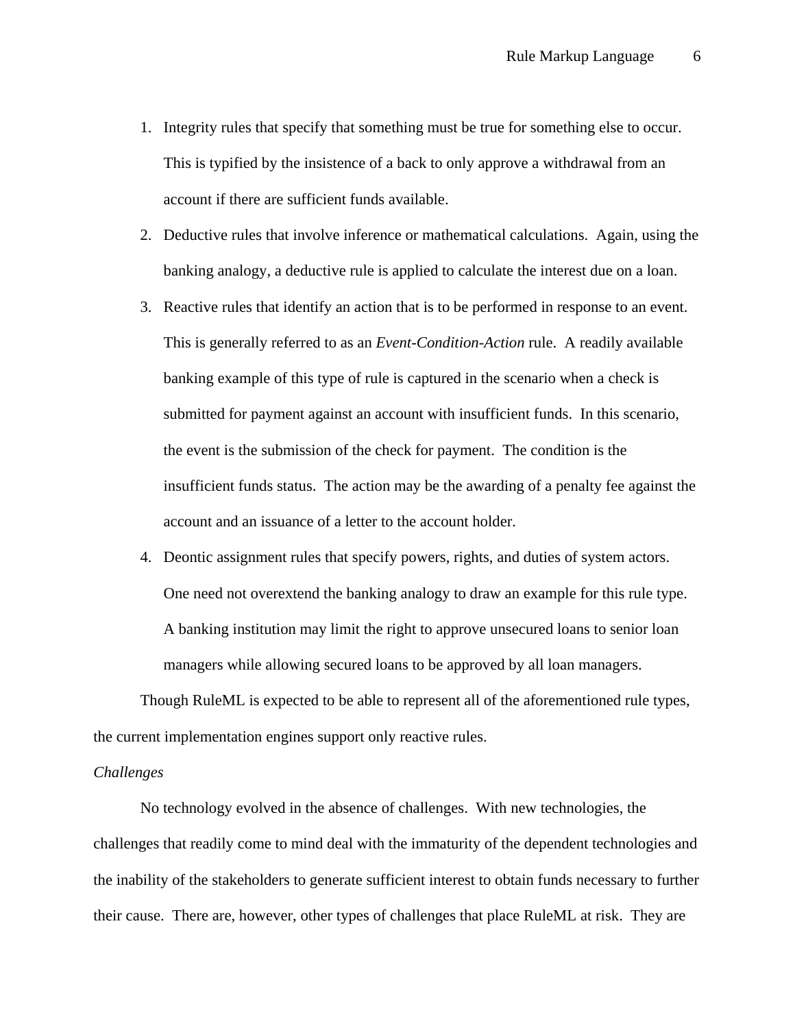1. Integrity rules that specify that something must be true for something else to occur. This is typified by the insistence of a back to only approve a withdrawal from an account if there are sufficient funds available.
2. Deductive rules that involve inference or mathematical calculations. Again, using the banking analogy, a deductive rule is applied to calculate the interest due on a loan.
3. Reactive rules that identify an action that is to be performed in response to an event. This is generally referred to as an *Event-Condition-Action* rule. A readily available banking example of this type of rule is captured in the scenario when a check is submitted for payment against an account with insufficient funds. In this scenario, the event is the submission of the check for payment. The condition is the insufficient funds status. The action may be the awarding of a penalty fee against the account and an issuance of a letter to the account holder.
4. Deontic assignment rules that specify powers, rights, and duties of system actors. One need not overextend the banking analogy to draw an example for this rule type. A banking institution may limit the right to approve unsecured loans to senior loan managers while allowing secured loans to be approved by all loan managers.

Though RuleML is expected to be able to represent all of the aforementioned rule types, the current implementation engines support only reactive rules.

*Challenges*

No technology evolved in the absence of challenges. With new technologies, the challenges that readily come to mind deal with the immaturity of the dependent technologies and the inability of the stakeholders to generate sufficient interest to obtain funds necessary to further their cause. There are, however, other types of challenges that place RuleML at risk. They are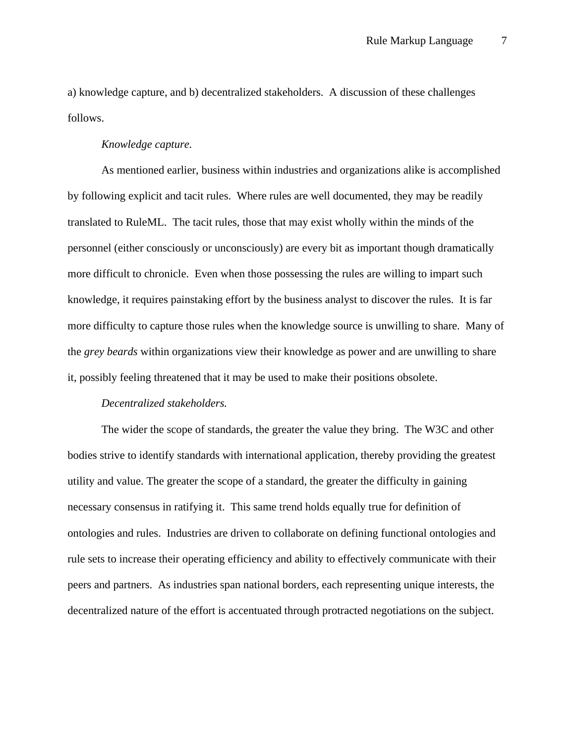a) knowledge capture, and b) decentralized stakeholders. A discussion of these challenges follows.

*Knowledge capture.*

As mentioned earlier, business within industries and organizations alike is accomplished by following explicit and tacit rules. Where rules are well documented, they may be readily translated to RuleML. The tacit rules, those that may exist wholly within the minds of the personnel (either consciously or unconsciously) are every bit as important though dramatically more difficult to chronicle. Even when those possessing the rules are willing to impart such knowledge, it requires painstaking effort by the business analyst to discover the rules. It is far more difficulty to capture those rules when the knowledge source is unwilling to share. Many of the *grey beards* within organizations view their knowledge as power and are unwilling to share it, possibly feeling threatened that it may be used to make their positions obsolete.

*Decentralized stakeholders.*

The wider the scope of standards, the greater the value they bring. The W3C and other bodies strive to identify standards with international application, thereby providing the greatest utility and value. The greater the scope of a standard, the greater the difficulty in gaining necessary consensus in ratifying it. This same trend holds equally true for definition of ontologies and rules. Industries are driven to collaborate on defining functional ontologies and rule sets to increase their operating efficiency and ability to effectively communicate with their peers and partners. As industries span national borders, each representing unique interests, the decentralized nature of the effort is accentuated through protracted negotiations on the subject.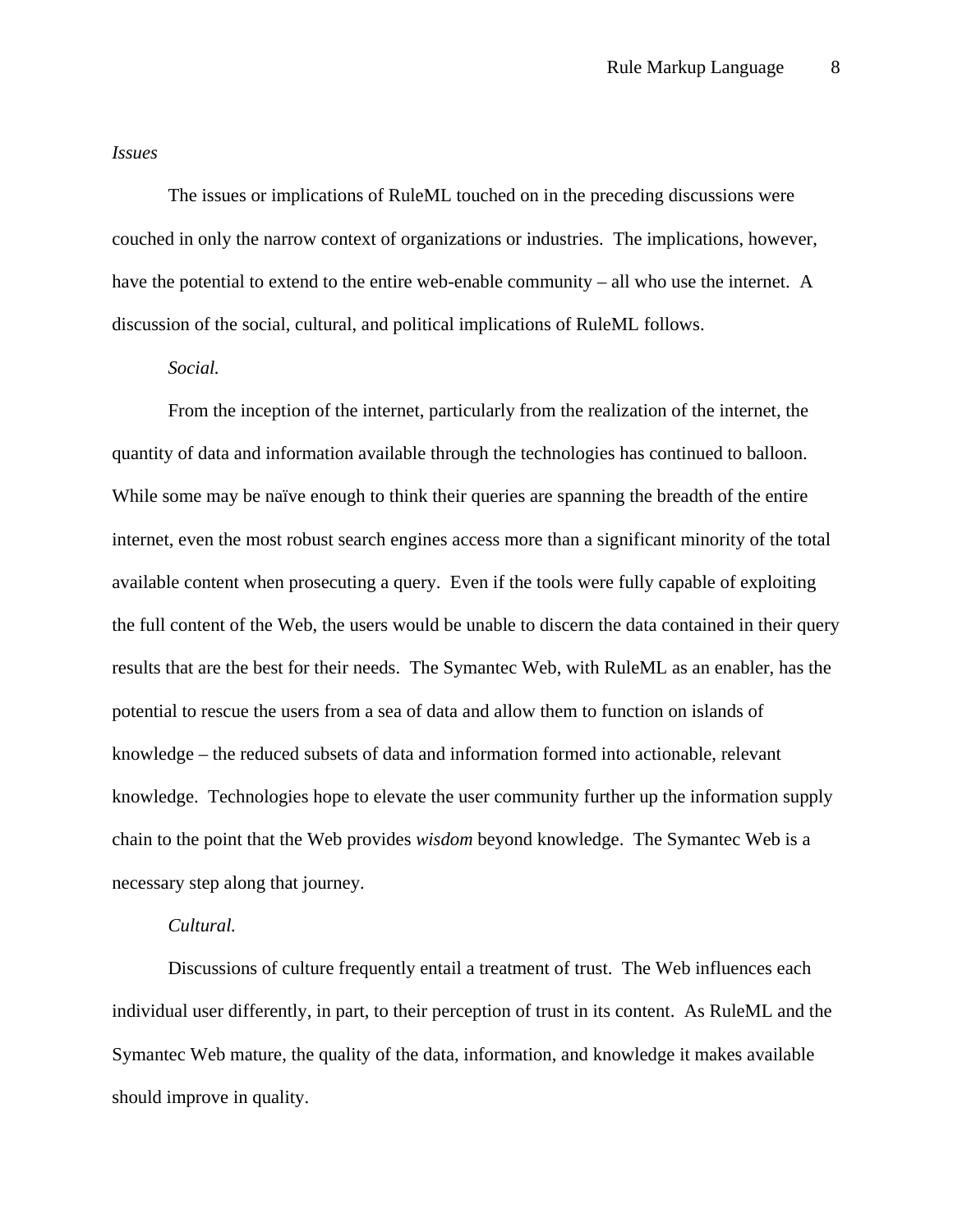*Issues*

The issues or implications of RuleML touched on in the preceding discussions were couched in only the narrow context of organizations or industries. The implications, however, have the potential to extend to the entire web-enable community – all who use the internet. A discussion of the social, cultural, and political implications of RuleML follows.

*Social.*

From the inception of the internet, particularly from the realization of the internet, the quantity of data and information available through the technologies has continued to balloon. While some may be naïve enough to think their queries are spanning the breadth of the entire internet, even the most robust search engines access more than a significant minority of the total available content when prosecuting a query. Even if the tools were fully capable of exploiting the full content of the Web, the users would be unable to discern the data contained in their query results that are the best for their needs. The Symantec Web, with RuleML as an enabler, has the potential to rescue the users from a sea of data and allow them to function on islands of knowledge – the reduced subsets of data and information formed into actionable, relevant knowledge. Technologies hope to elevate the user community further up the information supply chain to the point that the Web provides *wisdom* beyond knowledge. The Symantec Web is a necessary step along that journey.

*Cultural.*

Discussions of culture frequently entail a treatment of trust. The Web influences each individual user differently, in part, to their perception of trust in its content. As RuleML and the Symantec Web mature, the quality of the data, information, and knowledge it makes available should improve in quality.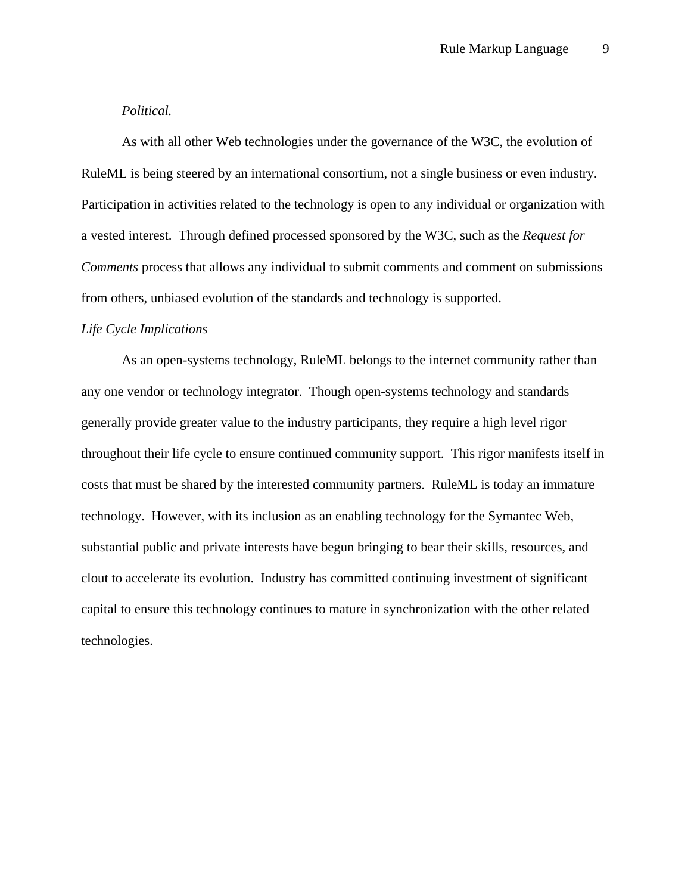*Political.*

As with all other Web technologies under the governance of the W3C, the evolution of RuleML is being steered by an international consortium, not a single business or even industry. Participation in activities related to the technology is open to any individual or organization with a vested interest. Through defined processed sponsored by the W3C, such as the *Request for Comments* process that allows any individual to submit comments and comment on submissions from others, unbiased evolution of the standards and technology is supported.

*Life Cycle Implications*

As an open-systems technology, RuleML belongs to the internet community rather than any one vendor or technology integrator. Though open-systems technology and standards generally provide greater value to the industry participants, they require a high level rigor throughout their life cycle to ensure continued community support. This rigor manifests itself in costs that must be shared by the interested community partners. RuleML is today an immature technology. However, with its inclusion as an enabling technology for the Symantec Web, substantial public and private interests have begun bringing to bear their skills, resources, and clout to accelerate its evolution. Industry has committed continuing investment of significant capital to ensure this technology continues to mature in synchronization with the other related technologies.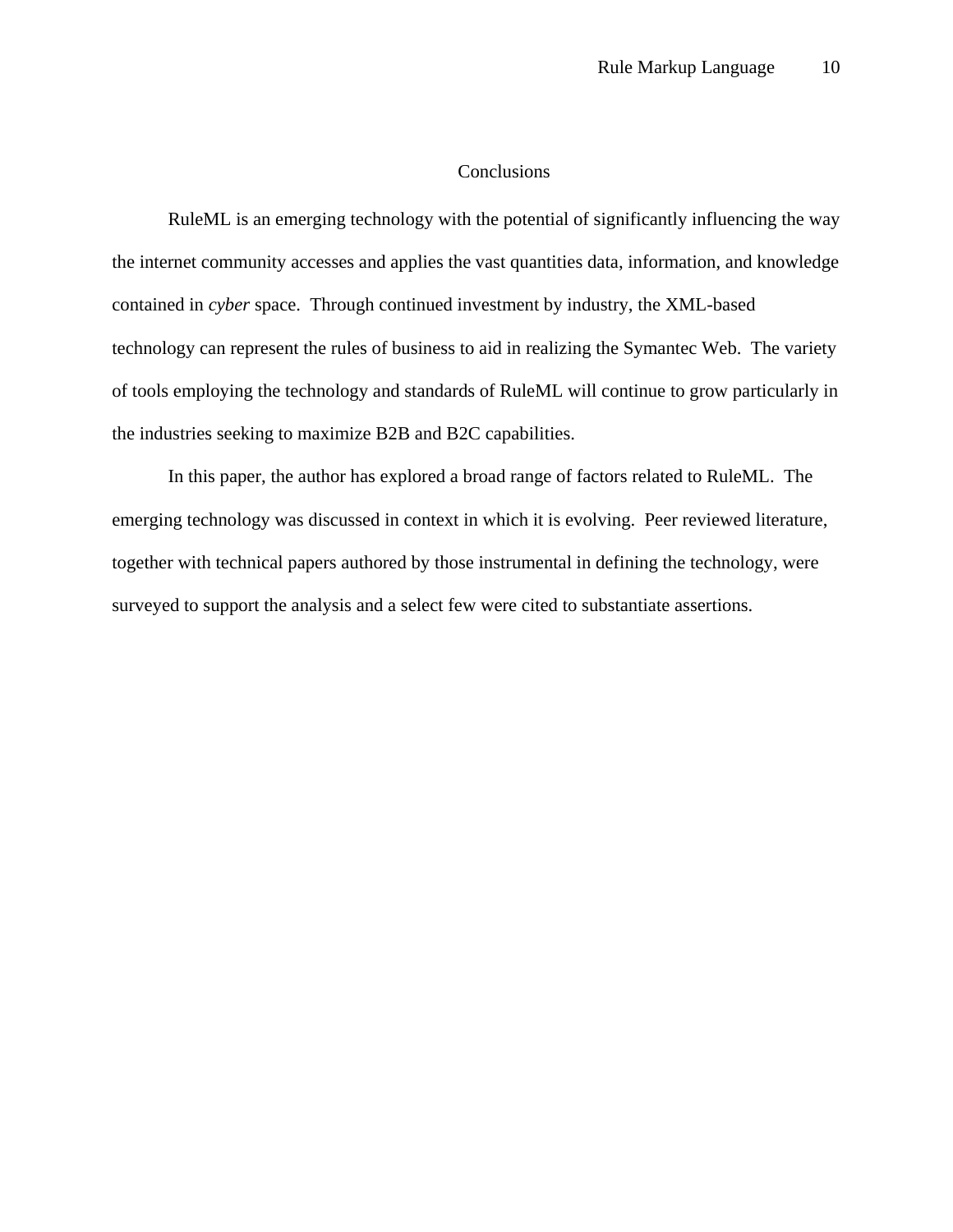# Conclusions

RuleML is an emerging technology with the potential of significantly influencing the way the internet community accesses and applies the vast quantities data, information, and knowledge contained in *cyber* space. Through continued investment by industry, the XML-based technology can represent the rules of business to aid in realizing the Symantec Web. The variety of tools employing the technology and standards of RuleML will continue to grow particularly in the industries seeking to maximize B2B and B2C capabilities.

In this paper, the author has explored a broad range of factors related to RuleML. The emerging technology was discussed in context in which it is evolving. Peer reviewed literature, together with technical papers authored by those instrumental in defining the technology, were surveyed to support the analysis and a select few were cited to substantiate assertions.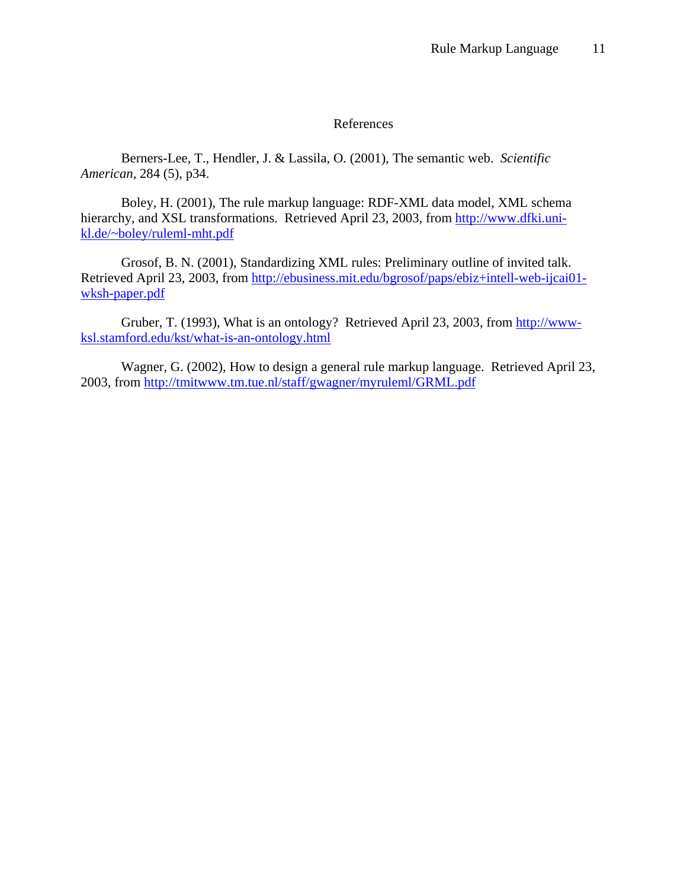# References

Berners-Lee, T., Hendler, J. & Lassila, O. (2001), The semantic web. *Scientific American*, 284 (5), p34.

Boley, H. (2001), The rule markup language: RDF-XML data model, XML schema hierarchy, and XSL transformations. Retrieved April 23, 2003, from http://www.dfki.uni-kl.de/~boley/ruleml-mht.pdf

Grosof, B. N. (2001), Standardizing XML rules: Preliminary outline of invited talk. Retrieved April 23, 2003, from http://ebusiness.mit.edu/bgrosof/paps/ebiz+intell-web-ijcai01-wksh-paper.pdf

Gruber, T. (1993), What is an ontology? Retrieved April 23, 2003, from http://www-ksl.stamford.edu/kst/what-is-an-ontology.html

Wagner, G. (2002), How to design a general rule markup language. Retrieved April 23, 2003, from http://tmitwww.tm.tue.nl/staff/gwagner/myruleml/GRML.pdf